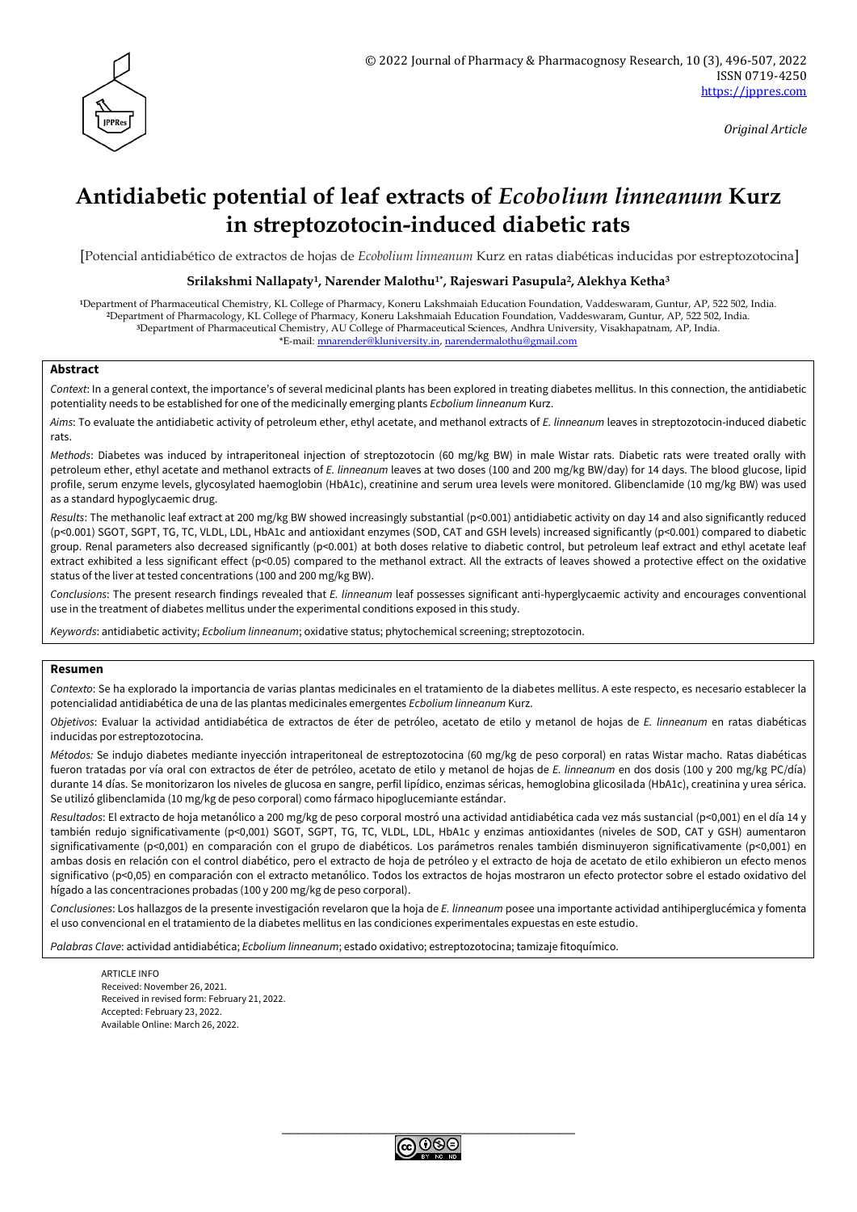Original Article

# Antidiabetic potential of leaf extracts of *Ecobolium linneanum* Kurz in streptozotocin-induced diabetic rats

[Potencial antidiabético de extractos de hojas de *Ecobolium linneanum* Kurz en ratas diabéticas inducidas por estreptozotocina]

**Srilakshmi Nallapaty[1], Narender Malothu[1*], Rajeswari Pasupula[2], Alekhya Ketha[3]**

[1]Department of Pharmaceutical Chemistry, KL College of Pharmacy, Koneru Lakshmaiah Education Foundation, Vaddeswaram, Guntur, AP, 522 502, India.
[2]Department of Pharmacology, KL College of Pharmacy, Koneru Lakshmaiah Education Foundation, Vaddeswaram, Guntur, AP, 522 502, India.
[3]Department of Pharmaceutical Chemistry, AU College of Pharmaceutical Sciences, Andhra University, Visakhapatnam, AP, India.
*E-mail: mnarender@kluniversity.in, narendermalothu@gmail.com

## Abstract

*Context*: In a general context, the importance's of several medicinal plants has been explored in treating diabetes mellitus. In this connection, the antidiabetic potentiality needs to be established for one of the medicinally emerging plants *Ecbolium linneanum* Kurz.

*Aims*: To evaluate the antidiabetic activity of petroleum ether, ethyl acetate, and methanol extracts of *E. linneanum* leaves in streptozotocin-induced diabetic rats.

*Methods*: Diabetes was induced by intraperitoneal injection of streptozotocin (60 mg/kg BW) in male Wistar rats. Diabetic rats were treated orally with petroleum ether, ethyl acetate and methanol extracts of *E. linneanum* leaves at two doses (100 and 200 mg/kg BW/day) for 14 days. The blood glucose, lipid profile, serum enzyme levels, glycosylated haemoglobin (HbA1c), creatinine and serum urea levels were monitored. Glibenclamide (10 mg/kg BW) was used as a standard hypoglycaemic drug.

*Results*: The methanolic leaf extract at 200 mg/kg BW showed increasingly substantial ($p<0.001$) antidiabetic activity on day 14 and also significantly reduced ($p<0.001$) SGOT, SGPT, TG, TC, VLDL, LDL, HbA1c and antioxidant enzymes (SOD, CAT and GSH levels) increased significantly ($p<0.001$) compared to diabetic group. Renal parameters also decreased significantly ($p<0.001$) at both doses relative to diabetic control, but petroleum leaf extract and ethyl acetate leaf extract exhibited a less significant effect ($p<0.05$) compared to the methanol extract. All the extracts of leaves showed a protective effect on the oxidative status of the liver at tested concentrations (100 and 200 mg/kg BW).

*Conclusions*: The present research findings revealed that *E. linneanum* leaf possesses significant anti-hyperglycaemic activity and encourages conventional use in the treatment of diabetes mellitus under the experimental conditions exposed in this study.

*Keywords*: antidiabetic activity; *Ecbolium linneanum*; oxidative status; phytochemical screening; streptozotocin.

## Resumen

*Contexto*: Se ha explorado la importancia de varias plantas medicinales en el tratamiento de la diabetes mellitus. A este respecto, es necesario establecer la potencialidad antidiabética de una de las plantas medicinales emergentes *Ecbolium linneanum* Kurz.

*Objetivos*: Evaluar la actividad antidiabética de extractos de éter de petróleo, acetato de etilo y metanol de hojas de *E. linneanum* en ratas diabéticas inducidas por estreptozotocina.

*Métodos:* Se indujo diabetes mediante inyección intraperitoneal de estreptozotocina (60 mg/kg de peso corporal) en ratas Wistar macho. Ratas diabéticas fueron tratadas por vía oral con extractos de éter de petróleo, acetato de etilo y metanol de hojas de *E. linneanum* en dos dosis (100 y 200 mg/kg PC/día) durante 14 días. Se monitorizaron los niveles de glucosa en sangre, perfil lipídico, enzimas séricas, hemoglobina glicosilada (HbA1c), creatinina y urea sérica. Se utilizó glibenclamida (10 mg/kg de peso corporal) como fármaco hipoglucemiante estándar.

*Resultados*: El extracto de hoja metanólico a 200 mg/kg de peso corporal mostró una actividad antidiabética cada vez más sustancial ($p<0,001$) en el día 14 y también redujo significativamente ($p<0,001$) SGOT, SGPT, TG, TC, VLDL, LDL, HbA1c y enzimas antioxidantes (niveles de SOD, CAT y GSH) aumentaron significativamente ($p<0,001$) en comparación con el grupo de diabéticos. Los parámetros renales también disminuyeron significativamente ($p<0,001$) en ambas dosis en relación con el control diabético, pero el extracto de hoja de petróleo y el extracto de hoja de acetato de etilo exhibieron un efecto menos significativo ($p<0,05$) en comparación con el extracto metanólico. Todos los extractos de hojas mostraron un efecto protector sobre el estado oxidativo del hígado a las concentraciones probadas (100 y 200 mg/kg de peso corporal).

*Conclusiones*: Los hallazgos de la presente investigación revelaron que la hoja de *E. linneanum* posee una importante actividad antihiperglucémica y fomenta el uso convencional en el tratamiento de la diabetes mellitus en las condiciones experimentales expuestas en este estudio.

*Palabras Clave*: actividad antidiabética; *Ecbolium linneanum*; estado oxidativo; estreptozotocina; tamizaje fitoquímico.

ARTICLE INFO
Received: November 26, 2021.
Received in revised form: February 21, 2022.
Accepted: February 23, 2022.
Available Online: March 26, 2022.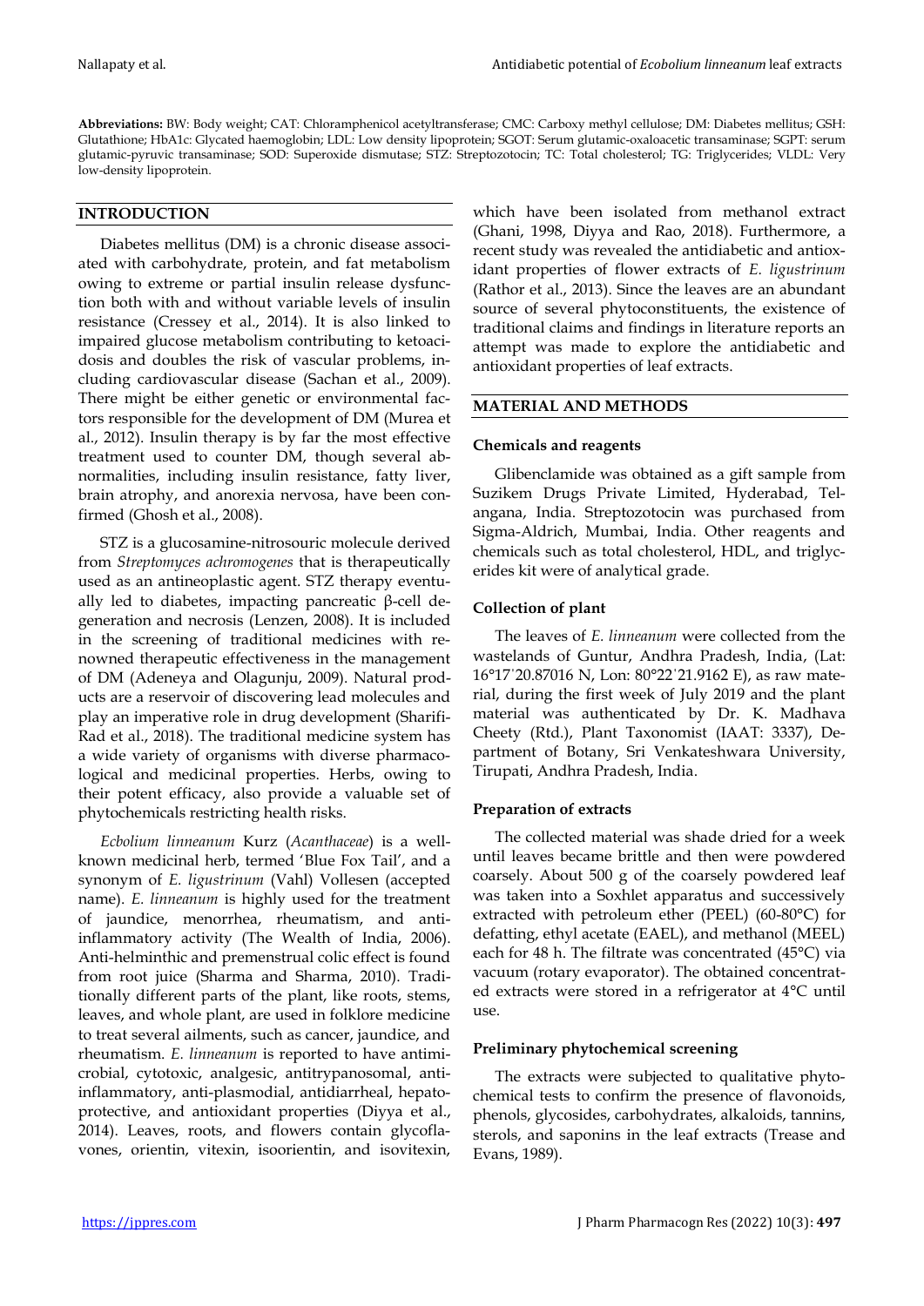**Abbreviations:** BW: Body weight; CAT: Chloramphenicol acetyltransferase; CMC: Carboxy methyl cellulose; DM: Diabetes mellitus; GSH: Glutathione; HbA1c: Glycated haemoglobin; LDL: Low density lipoprotein; SGOT: Serum glutamic-oxaloacetic transaminase; SGPT: serum glutamic-pyruvic transaminase; SOD: Superoxide dismutase; STZ: Streptozotocin; TC: Total cholesterol; TG: Triglycerides; VLDL: Very low-density lipoprotein.

## INTRODUCTION

Diabetes mellitus (DM) is a chronic disease associated with carbohydrate, protein, and fat metabolism owing to extreme or partial insulin release dysfunction both with and without variable levels of insulin resistance (Cressey et al., 2014). It is also linked to impaired glucose metabolism contributing to ketoacidosis and doubles the risk of vascular problems, including cardiovascular disease (Sachan et al., 2009). There might be either genetic or environmental factors responsible for the development of DM (Murea et al., 2012). Insulin therapy is by far the most effective treatment used to counter DM, though several abnormalities, including insulin resistance, fatty liver, brain atrophy, and anorexia nervosa, have been confirmed (Ghosh et al., 2008).

STZ is a glucosamine-nitrosouric molecule derived from *Streptomyces achromogenes* that is therapeutically used as an antineoplastic agent. STZ therapy eventually led to diabetes, impacting pancreatic β-cell degeneration and necrosis (Lenzen, 2008). It is included in the screening of traditional medicines with renowned therapeutic effectiveness in the management of DM (Adeneya and Olagunju, 2009). Natural products are a reservoir of discovering lead molecules and play an imperative role in drug development (Sharifi-Rad et al., 2018). The traditional medicine system has a wide variety of organisms with diverse pharmacological and medicinal properties. Herbs, owing to their potent efficacy, also provide a valuable set of phytochemicals restricting health risks.

*Ecbolium linneanum* Kurz (*Acanthaceae*) is a well-known medicinal herb, termed 'Blue Fox Tail', and a synonym of *E. ligustrinum* (Vahl) Vollesen (accepted name). *E. linneanum* is highly used for the treatment of jaundice, menorrhea, rheumatism, and anti-inflammatory activity (The Wealth of India, 2006). Anti-helminthic and premenstrual colic effect is found from root juice (Sharma and Sharma, 2010). Traditionally different parts of the plant, like roots, stems, leaves, and whole plant, are used in folklore medicine to treat several ailments, such as cancer, jaundice, and rheumatism. *E. linneanum* is reported to have antimicrobial, cytotoxic, analgesic, antitrypanosomal, anti-inflammatory, anti-plasmodial, antidiarrheal, hepatoprotective, and antioxidant properties (Diyya et al., 2014). Leaves, roots, and flowers contain glycoflavones, orientin, vitexin, isoorientin, and isovitexin, which have been isolated from methanol extract (Ghani, 1998, Diyya and Rao, 2018). Furthermore, a recent study was revealed the antidiabetic and antioxidant properties of flower extracts of *E. ligustrinum* (Rathor et al., 2013). Since the leaves are an abundant source of several phytoconstituents, the existence of traditional claims and findings in literature reports an attempt was made to explore the antidiabetic and antioxidant properties of leaf extracts.

## MATERIAL AND METHODS

### Chemicals and reagents

Glibenclamide was obtained as a gift sample from Suzikem Drugs Private Limited, Hyderabad, Telangana, India. Streptozotocin was purchased from Sigma-Aldrich, Mumbai, India. Other reagents and chemicals such as total cholesterol, HDL, and triglycerides kit were of analytical grade.

### Collection of plant

The leaves of *E. linneanum* were collected from the wastelands of Guntur, Andhra Pradesh, India, (Lat: 16°17ˈ20.87016 N, Lon: 80°22ˈ21.9162 E), as raw material, during the first week of July 2019 and the plant material was authenticated by Dr. K. Madhava Cheety (Rtd.), Plant Taxonomist (IAAT: 3337), Department of Botany, Sri Venkateshwara University, Tirupati, Andhra Pradesh, India.

### Preparation of extracts

The collected material was shade dried for a week until leaves became brittle and then were powdered coarsely. About 500 g of the coarsely powdered leaf was taken into a Soxhlet apparatus and successively extracted with petroleum ether (PEEL) (60-80°C) for defatting, ethyl acetate (EAEL), and methanol (MEEL) each for 48 h. The filtrate was concentrated (45°C) via vacuum (rotary evaporator). The obtained concentrated extracts were stored in a refrigerator at 4°C until use.

### Preliminary phytochemical screening

The extracts were subjected to qualitative phytochemical tests to confirm the presence of flavonoids, phenols, glycosides, carbohydrates, alkaloids, tannins, sterols, and saponins in the leaf extracts (Trease and Evans, 1989).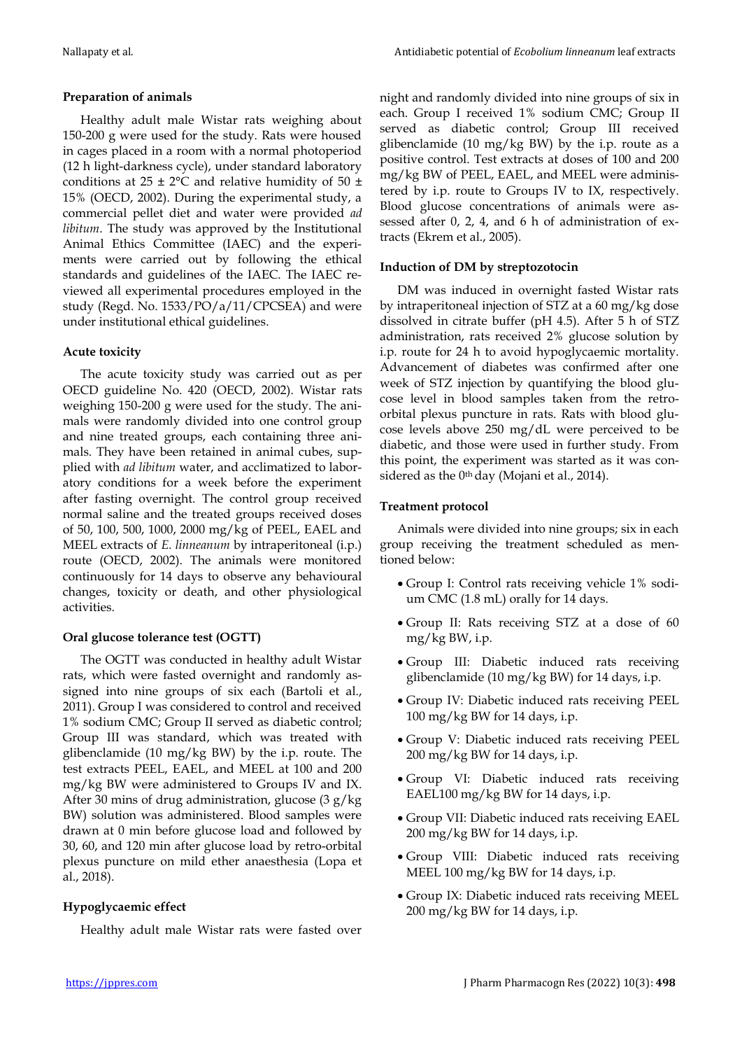### Preparation of animals

Healthy adult male Wistar rats weighing about 150-200 g were used for the study. Rats were housed in cages placed in a room with a normal photoperiod (12 h light-darkness cycle), under standard laboratory conditions at 25 ± 2°C and relative humidity of 50 ± 15% (OECD, 2002). During the experimental study, a commercial pellet diet and water were provided *ad libitum*. The study was approved by the Institutional Animal Ethics Committee (IAEC) and the experiments were carried out by following the ethical standards and guidelines of the IAEC. The IAEC reviewed all experimental procedures employed in the study (Regd. No. 1533/PO/a/11/CPCSEA) and were under institutional ethical guidelines.

### Acute toxicity

The acute toxicity study was carried out as per OECD guideline No. 420 (OECD, 2002). Wistar rats weighing 150-200 g were used for the study. The animals were randomly divided into one control group and nine treated groups, each containing three animals. They have been retained in animal cubes, supplied with *ad libitum* water, and acclimatized to laboratory conditions for a week before the experiment after fasting overnight. The control group received normal saline and the treated groups received doses of 50, 100, 500, 1000, 2000 mg/kg of PEEL, EAEL and MEEL extracts of *E. linneanum* by intraperitoneal (i.p.) route (OECD, 2002). The animals were monitored continuously for 14 days to observe any behavioural changes, toxicity or death, and other physiological activities.

### Oral glucose tolerance test (OGTT)

The OGTT was conducted in healthy adult Wistar rats, which were fasted overnight and randomly assigned into nine groups of six each (Bartoli et al., 2011). Group I was considered to control and received 1% sodium CMC; Group II served as diabetic control; Group III was standard, which was treated with glibenclamide (10 mg/kg BW) by the i.p. route. The test extracts PEEL, EAEL, and MEEL at 100 and 200 mg/kg BW were administered to Groups IV and IX. After 30 mins of drug administration, glucose (3 g/kg BW) solution was administered. Blood samples were drawn at 0 min before glucose load and followed by 30, 60, and 120 min after glucose load by retro-orbital plexus puncture on mild ether anaesthesia (Lopa et al., 2018).

### Hypoglycaemic effect

Healthy adult male Wistar rats were fasted over night and randomly divided into nine groups of six in each. Group I received 1% sodium CMC; Group II served as diabetic control; Group III received glibenclamide (10 mg/kg BW) by the i.p. route as a positive control. Test extracts at doses of 100 and 200 mg/kg BW of PEEL, EAEL, and MEEL were administered by i.p. route to Groups IV to IX, respectively. Blood glucose concentrations of animals were assessed after 0, 2, 4, and 6 h of administration of extracts (Ekrem et al., 2005).

### Induction of DM by streptozotocin

DM was induced in overnight fasted Wistar rats by intraperitoneal injection of STZ at a 60 mg/kg dose dissolved in citrate buffer (pH 4.5). After 5 h of STZ administration, rats received 2% glucose solution by i.p. route for 24 h to avoid hypoglycaemic mortality. Advancement of diabetes was confirmed after one week of STZ injection by quantifying the blood glucose level in blood samples taken from the retro-orbital plexus puncture in rats. Rats with blood glucose levels above 250 mg/dL were perceived to be diabetic, and those were used in further study. From this point, the experiment was started as it was considered as the 0$^{th}$ day (Mojani et al., 2014).

### Treatment protocol

Animals were divided into nine groups; six in each group receiving the treatment scheduled as mentioned below:

- Group I: Control rats receiving vehicle 1% sodium CMC (1.8 mL) orally for 14 days.
- Group II: Rats receiving STZ at a dose of 60 mg/kg BW, i.p.
- Group III: Diabetic induced rats receiving glibenclamide (10 mg/kg BW) for 14 days, i.p.
- Group IV: Diabetic induced rats receiving PEEL 100 mg/kg BW for 14 days, i.p.
- Group V: Diabetic induced rats receiving PEEL 200 mg/kg BW for 14 days, i.p.
- Group VI: Diabetic induced rats receiving EAEL100 mg/kg BW for 14 days, i.p.
- Group VII: Diabetic induced rats receiving EAEL 200 mg/kg BW for 14 days, i.p.
- Group VIII: Diabetic induced rats receiving MEEL 100 mg/kg BW for 14 days, i.p.
- Group IX: Diabetic induced rats receiving MEEL 200 mg/kg BW for 14 days, i.p.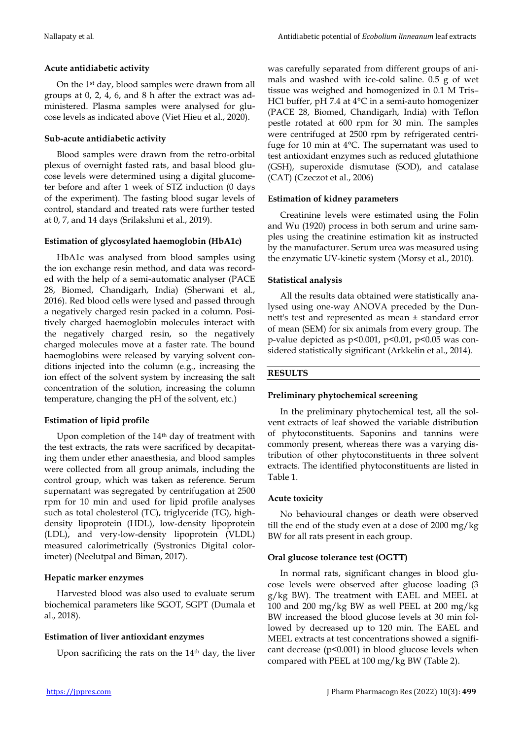### Acute antidiabetic activity

On the 1st day, blood samples were drawn from all groups at 0, 2, 4, 6, and 8 h after the extract was administered. Plasma samples were analysed for glucose levels as indicated above (Viet Hieu et al., 2020).

### Sub-acute antidiabetic activity

Blood samples were drawn from the retro-orbital plexus of overnight fasted rats, and basal blood glucose levels were determined using a digital glucometer before and after 1 week of STZ induction (0 days of the experiment). The fasting blood sugar levels of control, standard and treated rats were further tested at 0, 7, and 14 days (Srilakshmi et al., 2019).

### Estimation of glycosylated haemoglobin (HbA1c)

HbA1c was analysed from blood samples using the ion exchange resin method, and data was recorded with the help of a semi-automatic analyser (PACE 28, Biomed, Chandigarh, India) (Sherwani et al., 2016). Red blood cells were lysed and passed through a negatively charged resin packed in a column. Positively charged haemoglobin molecules interact with the negatively charged resin, so the negatively charged molecules move at a faster rate. The bound haemoglobins were released by varying solvent conditions injected into the column (e.g., increasing the ion effect of the solvent system by increasing the salt concentration of the solution, increasing the column temperature, changing the pH of the solvent, etc.)

### Estimation of lipid profile

Upon completion of the 14th day of treatment with the test extracts, the rats were sacrificed by decapitating them under ether anaesthesia, and blood samples were collected from all group animals, including the control group, which was taken as reference. Serum supernatant was segregated by centrifugation at 2500 rpm for 10 min and used for lipid profile analyses such as total cholesterol (TC), triglyceride (TG), high-density lipoprotein (HDL), low-density lipoprotein (LDL), and very-low-density lipoprotein (VLDL) measured calorimetrically (Systronics Digital colorimeter) (Neelutpal and Biman, 2017).

### Hepatic marker enzymes

Harvested blood was also used to evaluate serum biochemical parameters like SGOT, SGPT (Dumala et al., 2018).

### Estimation of liver antioxidant enzymes

Upon sacrificing the rats on the 14th day, the liver was carefully separated from different groups of animals and washed with ice-cold saline. 0.5 g of wet tissue was weighed and homogenized in 0.1 M Tris–HCl buffer, pH 7.4 at 4°C in a semi-auto homogenizer (PACE 28, Biomed, Chandigarh, India) with Teflon pestle rotated at 600 rpm for 30 min. The samples were centrifuged at 2500 rpm by refrigerated centrifuge for 10 min at 4°C. The supernatant was used to test antioxidant enzymes such as reduced glutathione (GSH), superoxide dismutase (SOD), and catalase (CAT) (Czeczot et al., 2006)

### Estimation of kidney parameters

Creatinine levels were estimated using the Folin and Wu (1920) process in both serum and urine samples using the creatinine estimation kit as instructed by the manufacturer. Serum urea was measured using the enzymatic UV-kinetic system (Morsy et al., 2010).

### Statistical analysis

All the results data obtained were statistically analysed using one-way ANOVA preceded by the Dunnett's test and represented as mean ± standard error of mean (SEM) for six animals from every group. The p-value depicted as $p<0.001$, $p<0.01$, $p<0.05$ was considered statistically significant (Arkkelin et al., 2014).

## RESULTS

### Preliminary phytochemical screening

In the preliminary phytochemical test, all the solvent extracts of leaf showed the variable distribution of phytoconstituents. Saponins and tannins were commonly present, whereas there was a varying distribution of other phytoconstituents in three solvent extracts. The identified phytoconstituents are listed in Table 1.

### Acute toxicity

No behavioural changes or death were observed till the end of the study even at a dose of 2000 mg/kg BW for all rats present in each group.

### Oral glucose tolerance test (OGTT)

In normal rats, significant changes in blood glucose levels were observed after glucose loading (3 g/kg BW). The treatment with EAEL and MEEL at 100 and 200 mg/kg BW as well PEEL at 200 mg/kg BW increased the blood glucose levels at 30 min followed by decreased up to 120 min. The EAEL and MEEL extracts at test concentrations showed a significant decrease ($p<0.001$) in blood glucose levels when compared with PEEL at 100 mg/kg BW (Table 2).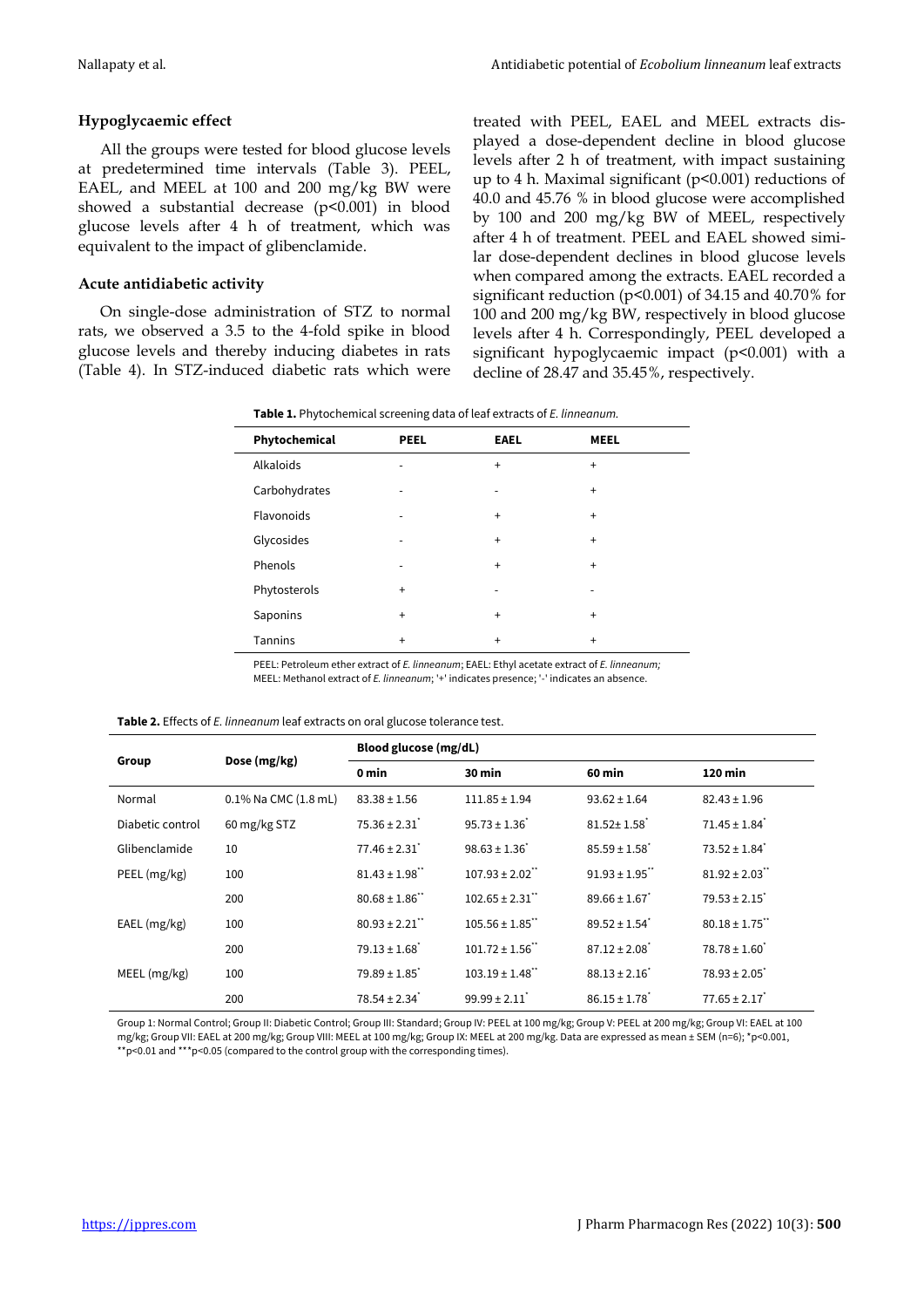### Hypoglycaemic effect

All the groups were tested for blood glucose levels at predetermined time intervals (Table 3). PEEL, EAEL, and MEEL at 100 and 200 mg/kg BW were showed a substantial decrease ($p<0.001$) in blood glucose levels after 4 h of treatment, which was equivalent to the impact of glibenclamide.

### Acute antidiabetic activity

On single-dose administration of STZ to normal rats, we observed a 3.5 to the 4-fold spike in blood glucose levels and thereby inducing diabetes in rats (Table 4). In STZ-induced diabetic rats which were treated with PEEL, EAEL and MEEL extracts displayed a dose-dependent decline in blood glucose levels after 2 h of treatment, with impact sustaining up to 4 h. Maximal significant ($p<0.001$) reductions of 40.0 and 45.76 % in blood glucose were accomplished by 100 and 200 mg/kg BW of MEEL, respectively after 4 h of treatment. PEEL and EAEL showed similar dose-dependent declines in blood glucose levels when compared among the extracts. EAEL recorded a significant reduction ($p<0.001$) of 34.15 and 40.70% for 100 and 200 mg/kg BW, respectively in blood glucose levels after 4 h. Correspondingly, PEEL developed a significant hypoglycaemic impact ($p<0.001$) with a decline of 28.47 and 35.45%, respectively.

**Table 1.** Phytochemical screening data of leaf extracts of *E. linneanum.*

| Phytochemical | PEEL | EAEL | MEEL |
|---|---|---|---|
| Alkaloids | - | + | + |
| Carbohydrates | - | - | + |
| Flavonoids | - | + | + |
| Glycosides | - | + | + |
| Phenols | - | + | + |
| Phytosterols | + | - | - |
| Saponins | + | + | + |
| Tannins | + | + | + |

PEEL: Petroleum ether extract of *E. linneanum*; EAEL: Ethyl acetate extract of *E. linneanum;* MEEL: Methanol extract of *E. linneanum*; '+' indicates presence; '-' indicates an absence.

**Table 2.** Effects of *E. linneanum* leaf extracts on oral glucose tolerance test.

| Group | Dose (mg/kg) | Blood glucose (mg/dL) | | | |
|---|---|---|---|---|---|
| | | 0 min | 30 min | 60 min | 120 min |
| Normal | 0.1% Na CMC (1.8 mL) | 83.38 ± 1.56 | 111.85 ± 1.94 | 93.62 ± 1.64 | 82.43 ± 1.96 |
| Diabetic control | 60 mg/kg STZ | 75.36 ± 2.31* | 95.73 ± 1.36* | 81.52± 1.58* | 71.45 ± 1.84* |
| Glibenclamide | 10 | 77.46 ± 2.31* | 98.63 ± 1.36* | 85.59 ± 1.58* | 73.52 ± 1.84* |
| PEEL (mg/kg) | 100 | 81.43 ± 1.98** | 107.93 ± 2.02** | 91.93 ± 1.95** | 81.92 ± 2.03** |
| | 200 | 80.68 ± 1.86** | 102.65 ± 2.31** | 89.66 ± 1.67* | 79.53 ± 2.15* |
| EAEL (mg/kg) | 100 | 80.93 ± 2.21** | 105.56 ± 1.85** | 89.52 ± 1.54* | 80.18 ± 1.75** |
| | 200 | 79.13 ± 1.68* | 101.72 ± 1.56** | 87.12 ± 2.08* | 78.78 ± 1.60* |
| MEEL (mg/kg) | 100 | 79.89 ± 1.85* | 103.19 ± 1.48** | 88.13 ± 2.16* | 78.93 ± 2.05* |
| | 200 | 78.54 ± 2.34* | 99.99 ± 2.11* | 86.15 ± 1.78* | 77.65 ± 2.17* |

Group 1: Normal Control; Group II: Diabetic Control; Group III: Standard; Group IV: PEEL at 100 mg/kg; Group V: PEEL at 200 mg/kg; Group VI: EAEL at 100 mg/kg; Group VII: EAEL at 200 mg/kg; Group VIII: MEEL at 100 mg/kg; Group IX: MEEL at 200 mg/kg. Data are expressed as mean ± SEM (n=6); *p<0.001, **p<0.01 and ***p<0.05 (compared to the control group with the corresponding times).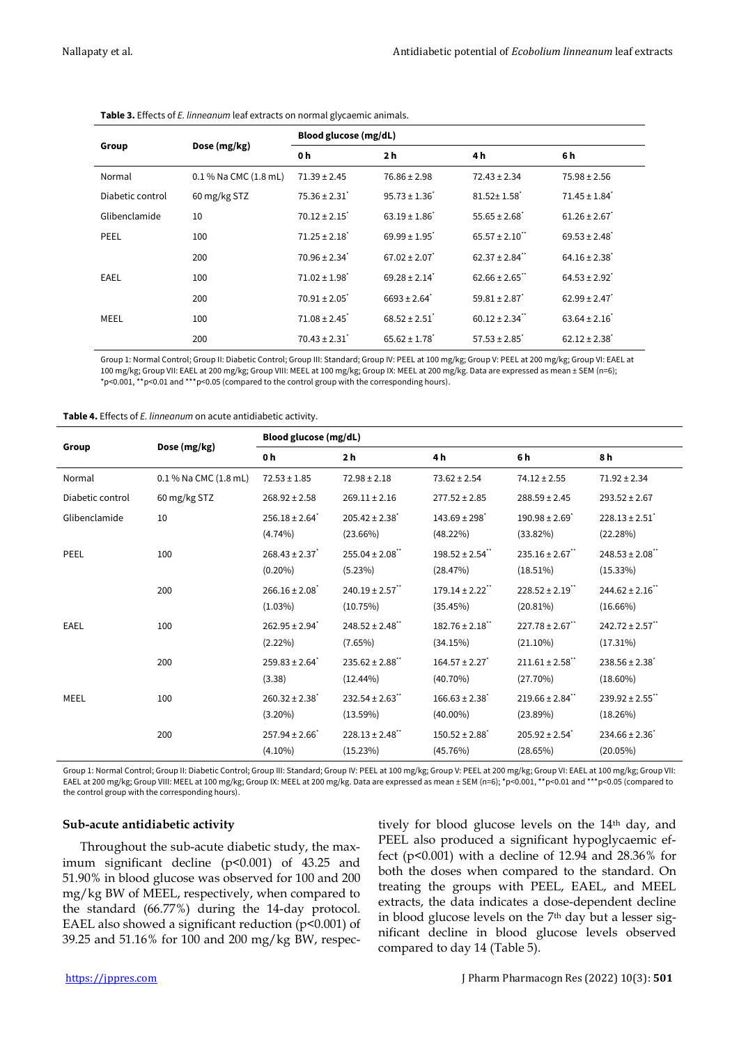**Table 3.** Effects of *E. linneanum* leaf extracts on normal glycaemic animals.

| Group | Dose (mg/kg) | Blood glucose (mg/dL) | | | |
|---|---|---|---|---|---|
| | | 0 h | 2 h | 4 h | 6 h |
| Normal | 0.1 % Na CMC (1.8 mL) | 71.39 ± 2.45 | 76.86 ± 2.98 | 72.43 ± 2.34 | 75.98 ± 2.56 |
| Diabetic control | 60 mg/kg STZ | 75.36 ± 2.31* | 95.73 ± 1.36* | 81.52± 1.58* | 71.45 ± 1.84* |
| Glibenclamide | 10 | 70.12 ± 2.15* | 63.19 ± 1.86* | 55.65 ± 2.68* | 61.26 ± 2.67* |
| PEEL | 100 | 71.25 ± 2.18* | 69.99 ± 1.95* | 65.57 ± 2.10** | 69.53 ± 2.48* |
| | 200 | 70.96 ± 2.34* | 67.02 ± 2.07* | 62.37 ± 2.84** | 64.16 ± 2.38* |
| EAEL | 100 | 71.02 ± 1.98* | 69.28 ± 2.14* | 62.66 ± 2.65** | 64.53 ± 2.92* |
| | 200 | 70.91 ± 2.05* | 6693 ± 2.64* | 59.81 ± 2.87* | 62.99 ± 2.47* |
| MEEL | 100 | 71.08 ± 2.45* | 68.52 ± 2.51* | 60.12 ± 2.34** | 63.64 ± 2.16* |
| | 200 | 70.43 ± 2.31* | 65.62 ± 1.78* | 57.53 ± 2.85* | 62.12 ± 2.38* |

Group 1: Normal Control; Group II: Diabetic Control; Group III: Standard; Group IV: PEEL at 100 mg/kg; Group V: PEEL at 200 mg/kg; Group VI: EAEL at 100 mg/kg; Group VII: EAEL at 200 mg/kg; Group VIII: MEEL at 100 mg/kg; Group IX: MEEL at 200 mg/kg. Data are expressed as mean ± SEM (n=6); *p<0.001, **p<0.01 and ***p<0.05 (compared to the control group with the corresponding hours).

**Table 4.** Effects of *E. linneanum* on acute antidiabetic activity.

| Group | Dose (mg/kg) | Blood glucose (mg/dL) | | | | |
|---|---|---|---|---|---|---|
| | | 0 h | 2 h | 4 h | 6 h | 8 h |
| Normal | 0.1 % Na CMC (1.8 mL) | 72.53 ± 1.85 | 72.98 ± 2.18 | 73.62 ± 2.54 | 74.12 ± 2.55 | 71.92 ± 2.34 |
| Diabetic control | 60 mg/kg STZ | 268.92 ± 2.58 | 269.11 ± 2.16 | 277.52 ± 2.85 | 288.59 ± 2.45 | 293.52 ± 2.67 |
| Glibenclamide | 10 | 256.18 ± 2.64* (4.74%) | 205.42 ± 2.38* (23.66%) | 143.69 ± 298* (48.22%) | 190.98 ± 2.69* (33.82%) | 228.13 ± 2.51* (22.28%) |
| PEEL | 100 | 268.43 ± 2.37* (0.20%) | 255.04 ± 2.08** (5.23%) | 198.52 ± 2.54** (28.47%) | 235.16 ± 2.67** (18.51%) | 248.53 ± 2.08** (15.33%) |
| | 200 | 266.16 ± 2.08* (1.03%) | 240.19 ± 2.57** (10.75%) | 179.14 ± 2.22** (35.45%) | 228.52 ± 2.19** (20.81%) | 244.62 ± 2.16** (16.66%) |
| EAEL | 100 | 262.95 ± 2.94* (2.22%) | 248.52 ± 2.48** (7.65%) | 182.76 ± 2.18** (34.15%) | 227.78 ± 2.67** (21.10%) | 242.72 ± 2.57** (17.31%) |
| | 200 | 259.83 ± 2.64* (3.38) | 235.62 ± 2.88** (12.44%) | 164.57 ± 2.27* (40.70%) | 211.61 ± 2.58** (27.70%) | 238.56 ± 2.38* (18.60%) |
| MEEL | 100 | 260.32 ± 2.38* (3.20%) | 232.54 ± 2.63** (13.59%) | 166.63 ± 2.38* (40.00%) | 219.66 ± 2.84** (23.89%) | 239.92 ± 2.55** (18.26%) |
| | 200 | 257.94 ± 2.66* (4.10%) | 228.13 ± 2.48** (15.23%) | 150.52 ± 2.88* (45.76%) | 205.92 ± 2.54* (28.65%) | 234.66 ± 2.36* (20.05%) |

Group 1: Normal Control; Group II: Diabetic Control; Group III: Standard; Group IV: PEEL at 100 mg/kg; Group V: PEEL at 200 mg/kg; Group VI: EAEL at 100 mg/kg; Group VII: EAEL at 200 mg/kg; Group VIII: MEEL at 100 mg/kg; Group IX: MEEL at 200 mg/kg. Data are expressed as mean ± SEM (n=6); *p<0.001, **p<0.01 and ***p<0.05 (compared to the control group with the corresponding hours).

### Sub-acute antidiabetic activity

Throughout the sub-acute diabetic study, the maximum significant decline (p<0.001) of 43.25 and 51.90% in blood glucose was observed for 100 and 200 mg/kg BW of MEEL, respectively, when compared to the standard (66.77%) during the 14-day protocol. EAEL also showed a significant reduction (p<0.001) of 39.25 and 51.16% for 100 and 200 mg/kg BW, respectively for blood glucose levels on the 14th day, and PEEL also produced a significant hypoglycaemic effect (p<0.001) with a decline of 12.94 and 28.36% for both the doses when compared to the standard. On treating the groups with PEEL, EAEL, and MEEL extracts, the data indicates a dose-dependent decline in blood glucose levels on the 7th day but a lesser significant decline in blood glucose levels observed compared to day 14 (Table 5).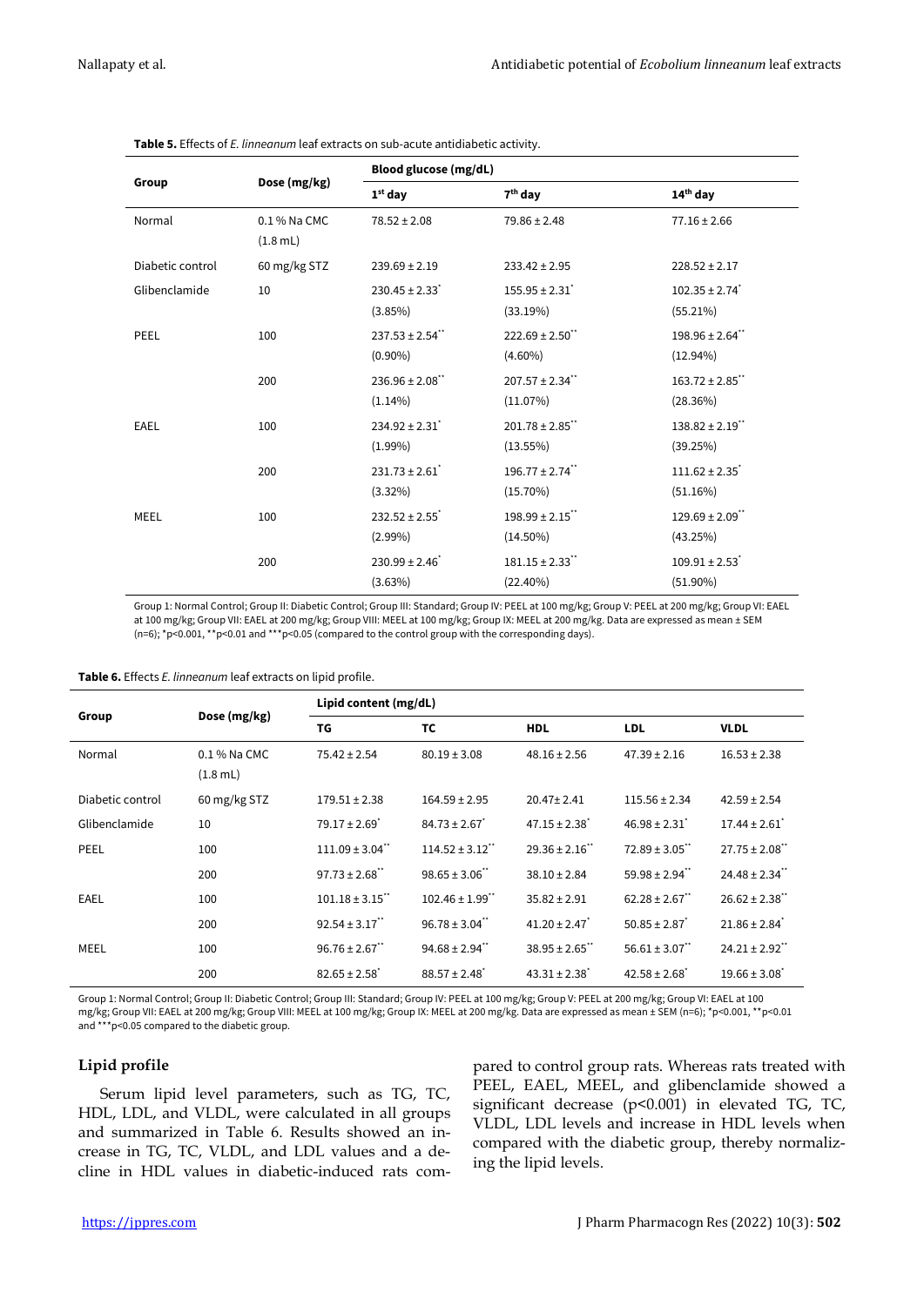**Table 5.** Effects of *E. linneanum* leaf extracts on sub-acute antidiabetic activity.

| Group | Dose (mg/kg) | Blood glucose (mg/dL) | | |
|---|---|---|---|---|
| | | 1st day | 7th day | 14th day |
| Normal | 0.1 % Na CMC (1.8 mL) | 78.52 ± 2.08 | 79.86 ± 2.48 | 77.16 ± 2.66 |
| Diabetic control | 60 mg/kg STZ | 239.69 ± 2.19 | 233.42 ± 2.95 | 228.52 ± 2.17 |
| Glibenclamide | 10 | 230.45 ± 2.33* (3.85%) | 155.95 ± 2.31* (33.19%) | 102.35 ± 2.74* (55.21%) |
| PEEL | 100 | 237.53 ± 2.54** (0.90%) | 222.69 ± 2.50** (4.60%) | 198.96 ± 2.64** (12.94%) |
| | 200 | 236.96 ± 2.08** (1.14%) | 207.57 ± 2.34** (11.07%) | 163.72 ± 2.85** (28.36%) |
| EAEL | 100 | 234.92 ± 2.31* (1.99%) | 201.78 ± 2.85** (13.55%) | 138.82 ± 2.19** (39.25%) |
| | 200 | 231.73 ± 2.61* (3.32%) | 196.77 ± 2.74** (15.70%) | 111.62 ± 2.35* (51.16%) |
| MEEL | 100 | 232.52 ± 2.55* (2.99%) | 198.99 ± 2.15** (14.50%) | 129.69 ± 2.09** (43.25%) |
| | 200 | 230.99 ± 2.46* (3.63%) | 181.15 ± 2.33** (22.40%) | 109.91 ± 2.53* (51.90%) |

Group 1: Normal Control; Group II: Diabetic Control; Group III: Standard; Group IV: PEEL at 100 mg/kg; Group V: PEEL at 200 mg/kg; Group VI: EAEL at 100 mg/kg; Group VII: EAEL at 200 mg/kg; Group VIII: MEEL at 100 mg/kg; Group IX: MEEL at 200 mg/kg. Data are expressed as mean ± SEM (n=6); *p<0.001, **p<0.01 and ***p<0.05 (compared to the control group with the corresponding days).

**Table 6.** Effects *E. linneanum* leaf extracts on lipid profile.

| Group | Dose (mg/kg) | Lipid content (mg/dL) | | | | |
|---|---|---|---|---|---|---|
| | | TG | TC | HDL | LDL | VLDL |
| Normal | 0.1 % Na CMC (1.8 mL) | 75.42 ± 2.54 | 80.19 ± 3.08 | 48.16 ± 2.56 | 47.39 ± 2.16 | 16.53 ± 2.38 |
| Diabetic control | 60 mg/kg STZ | 179.51 ± 2.38 | 164.59 ± 2.95 | 20.47± 2.41 | 115.56 ± 2.34 | 42.59 ± 2.54 |
| Glibenclamide | 10 | 79.17 ± 2.69* | 84.73 ± 2.67* | 47.15 ± 2.38* | 46.98 ± 2.31* | 17.44 ± 2.61* |
| PEEL | 100 | 111.09 ± 3.04** | 114.52 ± 3.12** | 29.36 ± 2.16** | 72.89 ± 3.05** | 27.75 ± 2.08** |
| | 200 | 97.73 ± 2.68** | 98.65 ± 3.06** | 38.10 ± 2.84 | 59.98 ± 2.94** | 24.48 ± 2.34** |
| EAEL | 100 | 101.18 ± 3.15** | 102.46 ± 1.99** | 35.82 ± 2.91 | 62.28 ± 2.67** | 26.62 ± 2.38** |
| | 200 | 92.54 ± 3.17** | 96.78 ± 3.04** | 41.20 ± 2.47* | 50.85 ± 2.87* | 21.86 ± 2.84* |
| MEEL | 100 | 96.76 ± 2.67** | 94.68 ± 2.94** | 38.95 ± 2.65** | 56.61 ± 3.07** | 24.21 ± 2.92** |
| | 200 | 82.65 ± 2.58* | 88.57 ± 2.48* | 43.31 ± 2.38* | 42.58 ± 2.68* | 19.66 ± 3.08* |

Group 1: Normal Control; Group II: Diabetic Control; Group III: Standard; Group IV: PEEL at 100 mg/kg; Group V: PEEL at 200 mg/kg; Group VI: EAEL at 100 mg/kg; Group VII: EAEL at 200 mg/kg; Group VIII: MEEL at 100 mg/kg; Group IX: MEEL at 200 mg/kg. Data are expressed as mean ± SEM (n=6); *p<0.001, **p<0.01 and ***p<0.05 compared to the diabetic group.

### Lipid profile

Serum lipid level parameters, such as TG, TC, HDL, LDL, and VLDL, were calculated in all groups and summarized in Table 6. Results showed an increase in TG, TC, VLDL, and LDL values and a decline in HDL values in diabetic-induced rats compared to control group rats. Whereas rats treated with PEEL, EAEL, MEEL, and glibenclamide showed a significant decrease (p<0.001) in elevated TG, TC, VLDL, LDL levels and increase in HDL levels when compared with the diabetic group, thereby normalizing the lipid levels.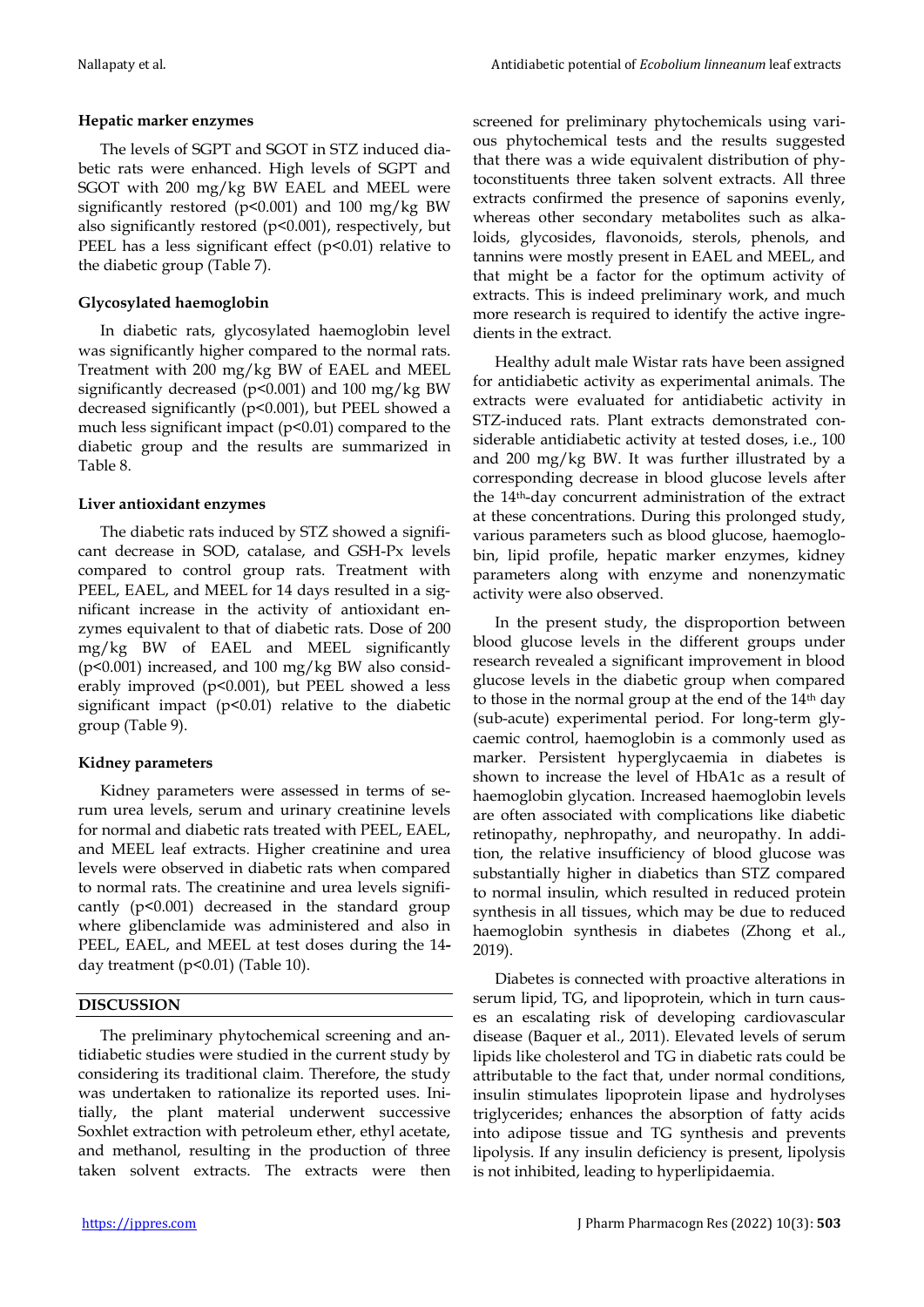### Hepatic marker enzymes

The levels of SGPT and SGOT in STZ induced diabetic rats were enhanced. High levels of SGPT and SGOT with 200 mg/kg BW EAEL and MEEL were significantly restored ($p<0.001$) and 100 mg/kg BW also significantly restored ($p<0.001$), respectively, but PEEL has a less significant effect ($p<0.01$) relative to the diabetic group (Table 7).

### Glycosylated haemoglobin

In diabetic rats, glycosylated haemoglobin level was significantly higher compared to the normal rats. Treatment with 200 mg/kg BW of EAEL and MEEL significantly decreased ($p<0.001$) and 100 mg/kg BW decreased significantly ($p<0.001$), but PEEL showed a much less significant impact ($p<0.01$) compared to the diabetic group and the results are summarized in Table 8.

### Liver antioxidant enzymes

The diabetic rats induced by STZ showed a significant decrease in SOD, catalase, and GSH-Px levels compared to control group rats. Treatment with PEEL, EAEL, and MEEL for 14 days resulted in a significant increase in the activity of antioxidant enzymes equivalent to that of diabetic rats. Dose of 200 mg/kg BW of EAEL and MEEL significantly ($p<0.001$) increased, and 100 mg/kg BW also considerably improved ($p<0.001$), but PEEL showed a less significant impact ($p<0.01$) relative to the diabetic group (Table 9).

### Kidney parameters

Kidney parameters were assessed in terms of serum urea levels, serum and urinary creatinine levels for normal and diabetic rats treated with PEEL, EAEL, and MEEL leaf extracts. Higher creatinine and urea levels were observed in diabetic rats when compared to normal rats. The creatinine and urea levels significantly ($p<0.001$) decreased in the standard group where glibenclamide was administered and also in PEEL, EAEL, and MEEL at test doses during the 14-day treatment ($p<0.01$) (Table 10).

## DISCUSSION

The preliminary phytochemical screening and antidiabetic studies were studied in the current study by considering its traditional claim. Therefore, the study was undertaken to rationalize its reported uses. Initially, the plant material underwent successive Soxhlet extraction with petroleum ether, ethyl acetate, and methanol, resulting in the production of three taken solvent extracts. The extracts were then screened for preliminary phytochemicals using various phytochemical tests and the results suggested that there was a wide equivalent distribution of phytoconstituents three taken solvent extracts. All three extracts confirmed the presence of saponins evenly, whereas other secondary metabolites such as alkaloids, glycosides, flavonoids, sterols, phenols, and tannins were mostly present in EAEL and MEEL, and that might be a factor for the optimum activity of extracts. This is indeed preliminary work, and much more research is required to identify the active ingredients in the extract.

Healthy adult male Wistar rats have been assigned for antidiabetic activity as experimental animals. The extracts were evaluated for antidiabetic activity in STZ-induced rats. Plant extracts demonstrated considerable antidiabetic activity at tested doses, i.e., 100 and 200 mg/kg BW. It was further illustrated by a corresponding decrease in blood glucose levels after the 14th-day concurrent administration of the extract at these concentrations. During this prolonged study, various parameters such as blood glucose, haemoglobin, lipid profile, hepatic marker enzymes, kidney parameters along with enzyme and nonenzymatic activity were also observed.

In the present study, the disproportion between blood glucose levels in the different groups under research revealed a significant improvement in blood glucose levels in the diabetic group when compared to those in the normal group at the end of the 14th day (sub-acute) experimental period. For long-term glycaemic control, haemoglobin is a commonly used as marker. Persistent hyperglycaemia in diabetes is shown to increase the level of HbA1c as a result of haemoglobin glycation. Increased haemoglobin levels are often associated with complications like diabetic retinopathy, nephropathy, and neuropathy. In addition, the relative insufficiency of blood glucose was substantially higher in diabetics than STZ compared to normal insulin, which resulted in reduced protein synthesis in all tissues, which may be due to reduced haemoglobin synthesis in diabetes (Zhong et al., 2019).

Diabetes is connected with proactive alterations in serum lipid, TG, and lipoprotein, which in turn causes an escalating risk of developing cardiovascular disease (Baquer et al., 2011). Elevated levels of serum lipids like cholesterol and TG in diabetic rats could be attributable to the fact that, under normal conditions, insulin stimulates lipoprotein lipase and hydrolyses triglycerides; enhances the absorption of fatty acids into adipose tissue and TG synthesis and prevents lipolysis. If any insulin deficiency is present, lipolysis is not inhibited, leading to hyperlipidaemia.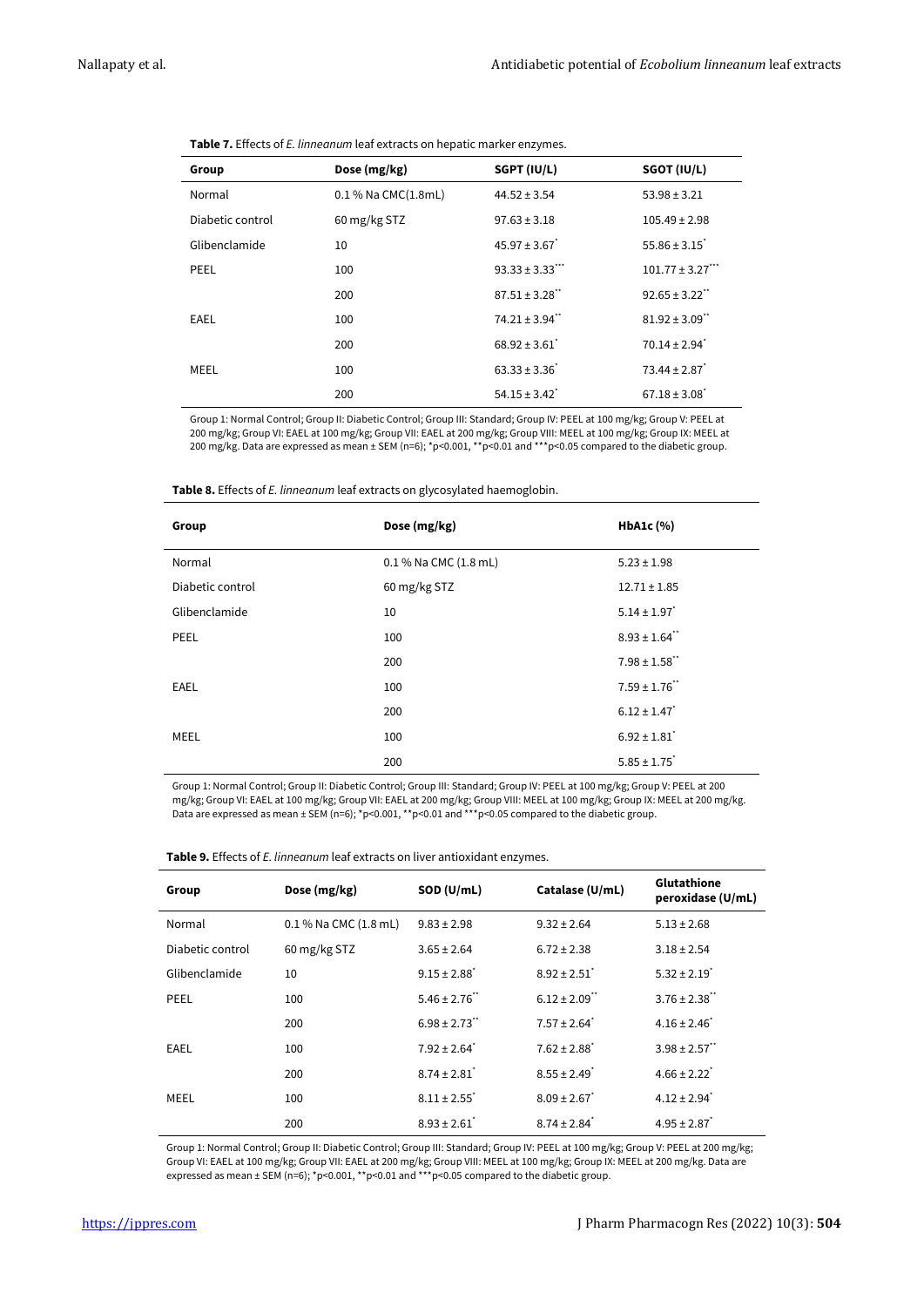**Table 7.** Effects of *E. linneanum* leaf extracts on hepatic marker enzymes.

| Group | Dose (mg/kg) | SGPT (IU/L) | SGOT (IU/L) |
|---|---|---|---|
| Normal | 0.1 % Na CMC(1.8mL) | 44.52 ± 3.54 | 53.98 ± 3.21 |
| Diabetic control | 60 mg/kg STZ | 97.63 ± 3.18 | 105.49 ± 2.98 |
| Glibenclamide | 10 | 45.97 ± 3.67* | 55.86 ± 3.15* |
| PEEL | 100 | 93.33 ± 3.33*** | 101.77 ± 3.27*** |
| | 200 | 87.51 ± 3.28** | 92.65 ± 3.22** |
| EAEL | 100 | 74.21 ± 3.94** | 81.92 ± 3.09** |
| | 200 | 68.92 ± 3.61* | 70.14 ± 2.94* |
| MEEL | 100 | 63.33 ± 3.36* | 73.44 ± 2.87* |
| | 200 | 54.15 ± 3.42* | 67.18 ± 3.08* |

Group 1: Normal Control; Group II: Diabetic Control; Group III: Standard; Group IV: PEEL at 100 mg/kg; Group V: PEEL at 200 mg/kg; Group VI: EAEL at 100 mg/kg; Group VII: EAEL at 200 mg/kg; Group VIII: MEEL at 100 mg/kg; Group IX: MEEL at 200 mg/kg. Data are expressed as mean ± SEM (n=6); *p<0.001, **p<0.01 and ***p<0.05 compared to the diabetic group.

**Table 8.** Effects of *E. linneanum* leaf extracts on glycosylated haemoglobin.

| Group | Dose (mg/kg) | HbA1c (%) |
|---|---|---|
| Normal | 0.1 % Na CMC (1.8 mL) | 5.23 ± 1.98 |
| Diabetic control | 60 mg/kg STZ | 12.71 ± 1.85 |
| Glibenclamide | 10 | 5.14 ± 1.97* |
| PEEL | 100 | 8.93 ± 1.64** |
| | 200 | 7.98 ± 1.58** |
| EAEL | 100 | 7.59 ± 1.76** |
| | 200 | 6.12 ± 1.47* |
| MEEL | 100 | 6.92 ± 1.81* |
| | 200 | 5.85 ± 1.75* |

Group 1: Normal Control; Group II: Diabetic Control; Group III: Standard; Group IV: PEEL at 100 mg/kg; Group V: PEEL at 200 mg/kg; Group VI: EAEL at 100 mg/kg; Group VII: EAEL at 200 mg/kg; Group VIII: MEEL at 100 mg/kg; Group IX: MEEL at 200 mg/kg. Data are expressed as mean ± SEM (n=6); *p<0.001, **p<0.01 and ***p<0.05 compared to the diabetic group.

**Table 9.** Effects of *E. linneanum* leaf extracts on liver antioxidant enzymes.

| Group | Dose (mg/kg) | SOD (U/mL) | Catalase (U/mL) | Glutathione peroxidase (U/mL) |
|---|---|---|---|---|
| Normal | 0.1 % Na CMC (1.8 mL) | 9.83 ± 2.98 | 9.32 ± 2.64 | 5.13 ± 2.68 |
| Diabetic control | 60 mg/kg STZ | 3.65 ± 2.64 | 6.72 ± 2.38 | 3.18 ± 2.54 |
| Glibenclamide | 10 | 9.15 ± 2.88* | 8.92 ± 2.51* | 5.32 ± 2.19* |
| PEEL | 100 | 5.46 ± 2.76** | 6.12 ± 2.09** | 3.76 ± 2.38** |
| | 200 | 6.98 ± 2.73** | 7.57 ± 2.64* | 4.16 ± 2.46* |
| EAEL | 100 | 7.92 ± 2.64* | 7.62 ± 2.88* | 3.98 ± 2.57** |
| | 200 | 8.74 ± 2.81* | 8.55 ± 2.49* | 4.66 ± 2.22* |
| MEEL | 100 | 8.11 ± 2.55* | 8.09 ± 2.67* | 4.12 ± 2.94* |
| | 200 | 8.93 ± 2.61* | 8.74 ± 2.84* | 4.95 ± 2.87* |

Group 1: Normal Control; Group II: Diabetic Control; Group III: Standard; Group IV: PEEL at 100 mg/kg; Group V: PEEL at 200 mg/kg; Group VI: EAEL at 100 mg/kg; Group VII: EAEL at 200 mg/kg; Group VIII: MEEL at 100 mg/kg; Group IX: MEEL at 200 mg/kg. Data are expressed as mean ± SEM (n=6); *p<0.001, **p<0.01 and ***p<0.05 compared to the diabetic group.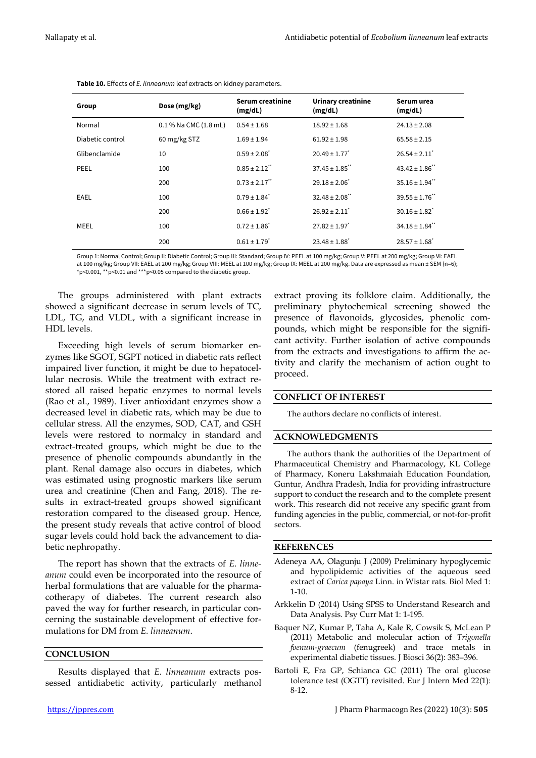**Table 10.** Effects of *E. linneanum* leaf extracts on kidney parameters.

| Group | Dose (mg/kg) | Serum creatinine (mg/dL) | Urinary creatinine (mg/dL) | Serum urea (mg/dL) |
|---|---|---|---|---|
| Normal | 0.1 % Na CMC (1.8 mL) | 0.54 ± 1.68 | 18.92 ± 1.68 | 24.13 ± 2.08 |
| Diabetic control | 60 mg/kg STZ | 1.69 ± 1.94 | 61.92 ± 1.98 | 65.58 ± 2.15 |
| Glibenclamide | 10 | 0.59 ± 2.08* | 20.49 ± 1.77* | 26.54 ± 2.11* |
| PEEL | 100 | 0.85 ± 2.12** | 37.45 ± 1.85** | 43.42 ± 1.86** |
| | 200 | 0.73 ± 2.17** | 29.18 ± 2.06* | 35.16 ± 1.94** |
| EAEL | 100 | 0.79 ± 1.84* | 32.48 ± 2.08** | 39.55 ± 1.76** |
| | 200 | 0.66 ± 1.92* | 26.92 ± 2.11* | 30.16 ± 1.82* |
| MEEL | 100 | 0.72 ± 1.86* | 27.82 ± 1.97* | 34.18 ± 1.84** |
| | 200 | 0.61 ± 1.79* | 23.48 ± 1.88* | 28.57 ± 1.68* |

Group 1: Normal Control; Group II: Diabetic Control; Group III: Standard; Group IV: PEEL at 100 mg/kg; Group V: PEEL at 200 mg/kg; Group VI: EAEL at 100 mg/kg; Group VII: EAEL at 200 mg/kg; Group VIII: MEEL at 100 mg/kg; Group IX: MEEL at 200 mg/kg. Data are expressed as mean ± SEM (n=6); *p<0.001, **p<0.01 and ***p<0.05 compared to the diabetic group.

The groups administered with plant extracts showed a significant decrease in serum levels of TC, LDL, TG, and VLDL, with a significant increase in HDL levels.

Exceeding high levels of serum biomarker enzymes like SGOT, SGPT noticed in diabetic rats reflect impaired liver function, it might be due to hepatocellular necrosis. While the treatment with extract restored all raised hepatic enzymes to normal levels (Rao et al., 1989). Liver antioxidant enzymes show a decreased level in diabetic rats, which may be due to cellular stress. All the enzymes, SOD, CAT, and GSH levels were restored to normalcy in standard and extract-treated groups, which might be due to the presence of phenolic compounds abundantly in the plant. Renal damage also occurs in diabetes, which was estimated using prognostic markers like serum urea and creatinine (Chen and Fang, 2018). The results in extract-treated groups showed significant restoration compared to the diseased group. Hence, the present study reveals that active control of blood sugar levels could hold back the advancement to diabetic nephropathy.

The report has shown that the extracts of *E. linneanum* could even be incorporated into the resource of herbal formulations that are valuable for the pharmacotherapy of diabetes. The current research also paved the way for further research, in particular concerning the sustainable development of effective formulations for DM from *E. linneanum*.

## CONCLUSION

Results displayed that *E. linneanum* extracts possessed antidiabetic activity, particularly methanol extract proving its folklore claim. Additionally, the preliminary phytochemical screening showed the presence of flavonoids, glycosides, phenolic compounds, which might be responsible for the significant activity. Further isolation of active compounds from the extracts and investigations to affirm the activity and clarify the mechanism of action ought to proceed.

## CONFLICT OF INTEREST

The authors declare no conflicts of interest.

## ACKNOWLEDGMENTS

The authors thank the authorities of the Department of Pharmaceutical Chemistry and Pharmacology, KL College of Pharmacy, Koneru Lakshmaiah Education Foundation, Guntur, Andhra Pradesh, India for providing infrastructure support to conduct the research and to the complete present work. This research did not receive any specific grant from funding agencies in the public, commercial, or not-for-profit sectors.

## REFERENCES

Adeneya AA, Olagunju J (2009) Preliminary hypoglycemic and hypolipidemic activities of the aqueous seed extract of *Carica papaya* Linn. in Wistar rats. Biol Med 1: 1-10.

Arkkelin D (2014) Using SPSS to Understand Research and Data Analysis. Psy Curr Mat 1: 1-195.

Baquer NZ, Kumar P, Taha A, Kale R, Cowsik S, McLean P (2011) Metabolic and molecular action of *Trigonella foenum-graecum* (fenugreek) and trace metals in experimental diabetic tissues. J Biosci 36(2): 383–396.

Bartoli E, Fra GP, Schianca GC (2011) The oral glucose tolerance test (OGTT) revisited. Eur J Intern Med 22(1): 8-12.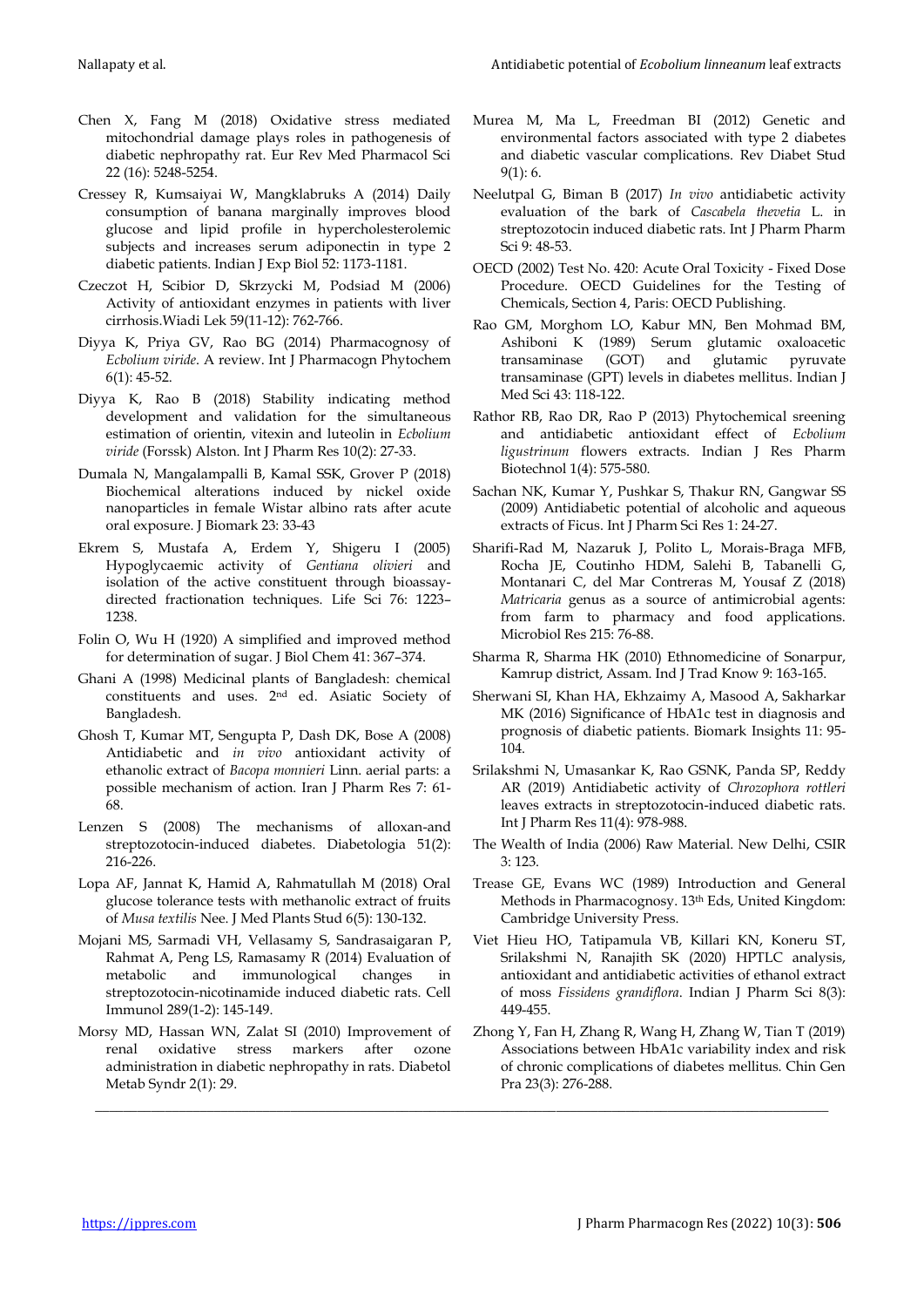Chen X, Fang M (2018) Oxidative stress mediated mitochondrial damage plays roles in pathogenesis of diabetic nephropathy rat. Eur Rev Med Pharmacol Sci 22 (16): 5248-5254.

Cressey R, Kumsaiyai W, Mangklabruks A (2014) Daily consumption of banana marginally improves blood glucose and lipid profile in hypercholesterolemic subjects and increases serum adiponectin in type 2 diabetic patients. Indian J Exp Biol 52: 1173-1181.

Czeczot H, Scibior D, Skrzycki M, Podsiad M (2006) Activity of antioxidant enzymes in patients with liver cirrhosis.Wiadi Lek 59(11-12): 762-766.

Diyya K, Priya GV, Rao BG (2014) Pharmacognosy of *Ecbolium viride*. A review. Int J Pharmacogn Phytochem 6(1): 45-52.

Diyya K, Rao B (2018) Stability indicating method development and validation for the simultaneous estimation of orientin, vitexin and luteolin in *Ecbolium viride* (Forssk) Alston. Int J Pharm Res 10(2): 27-33.

Dumala N, Mangalampalli B, Kamal SSK, Grover P (2018) Biochemical alterations induced by nickel oxide nanoparticles in female Wistar albino rats after acute oral exposure. J Biomark 23: 33-43

Ekrem S, Mustafa A, Erdem Y, Shigeru I (2005) Hypoglycaemic activity of *Gentiana olivieri* and isolation of the active constituent through bioassay-directed fractionation techniques. Life Sci 76: 1223–1238.

Folin O, Wu H (1920) A simplified and improved method for determination of sugar. J Biol Chem 41: 367–374.

Ghani A (1998) Medicinal plants of Bangladesh: chemical constituents and uses. 2nd ed. Asiatic Society of Bangladesh.

Ghosh T, Kumar MT, Sengupta P, Dash DK, Bose A (2008) Antidiabetic and *in vivo* antioxidant activity of ethanolic extract of *Bacopa monnieri* Linn. aerial parts: a possible mechanism of action. Iran J Pharm Res 7: 61-68.

Lenzen S (2008) The mechanisms of alloxan-and streptozotocin-induced diabetes. Diabetologia 51(2): 216-226.

Lopa AF, Jannat K, Hamid A, Rahmatullah M (2018) Oral glucose tolerance tests with methanolic extract of fruits of *Musa textilis* Nee. J Med Plants Stud 6(5): 130-132.

Mojani MS, Sarmadi VH, Vellasamy S, Sandrasaigaran P, Rahmat A, Peng LS, Ramasamy R (2014) Evaluation of metabolic and immunological changes in streptozotocin-nicotinamide induced diabetic rats. Cell Immunol 289(1-2): 145-149.

Morsy MD, Hassan WN, Zalat SI (2010) Improvement of renal oxidative stress markers after ozone administration in diabetic nephropathy in rats. Diabetol Metab Syndr 2(1): 29.

Murea M, Ma L, Freedman BI (2012) Genetic and environmental factors associated with type 2 diabetes and diabetic vascular complications. Rev Diabet Stud 9(1): 6.

Neelutpal G, Biman B (2017) *In vivo* antidiabetic activity evaluation of the bark of *Cascabela thevetia* L. in streptozotocin induced diabetic rats. Int J Pharm Pharm Sci 9: 48-53.

OECD (2002) Test No. 420: Acute Oral Toxicity - Fixed Dose Procedure. OECD Guidelines for the Testing of Chemicals, Section 4, Paris: OECD Publishing.

Rao GM, Morghom LO, Kabur MN, Ben Mohmad BM, Ashiboni K (1989) Serum glutamic oxaloacetic transaminase (GOT) and glutamic pyruvate transaminase (GPT) levels in diabetes mellitus. Indian J Med Sci 43: 118-122.

Rathor RB, Rao DR, Rao P (2013) Phytochemical sreening and antidiabetic antioxidant effect of *Ecbolium ligustrinum* flowers extracts. Indian J Res Pharm Biotechnol 1(4): 575-580.

Sachan NK, Kumar Y, Pushkar S, Thakur RN, Gangwar SS (2009) Antidiabetic potential of alcoholic and aqueous extracts of Ficus. Int J Pharm Sci Res 1: 24-27.

Sharifi-Rad M, Nazaruk J, Polito L, Morais-Braga MFB, Rocha JE, Coutinho HDM, Salehi B, Tabanelli G, Montanari C, del Mar Contreras M, Yousaf Z (2018) *Matricaria* genus as a source of antimicrobial agents: from farm to pharmacy and food applications. Microbiol Res 215: 76-88.

Sharma R, Sharma HK (2010) Ethnomedicine of Sonarpur, Kamrup district, Assam. Ind J Trad Know 9: 163-165.

Sherwani SI, Khan HA, Ekhzaimy A, Masood A, Sakharkar MK (2016) Significance of HbA1c test in diagnosis and prognosis of diabetic patients. Biomark Insights 11: 95-104.

Srilakshmi N, Umasankar K, Rao GSNK, Panda SP, Reddy AR (2019) Antidiabetic activity of *Chrozophora rottleri* leaves extracts in streptozotocin-induced diabetic rats. Int J Pharm Res 11(4): 978-988.

The Wealth of India (2006) Raw Material. New Delhi, CSIR 3: 123.

Trease GE, Evans WC (1989) Introduction and General Methods in Pharmacognosy. 13th Eds, United Kingdom: Cambridge University Press.

Viet Hieu HO, Tatipamula VB, Killari KN, Koneru ST, Srilakshmi N, Ranajith SK (2020) HPTLC analysis, antioxidant and antidiabetic activities of ethanol extract of moss *Fissidens grandiflora*. Indian J Pharm Sci 8(3): 449-455.

Zhong Y, Fan H, Zhang R, Wang H, Zhang W, Tian T (2019) Associations between HbA1c variability index and risk of chronic complications of diabetes mellitus. Chin Gen Pra 23(3): 276-288.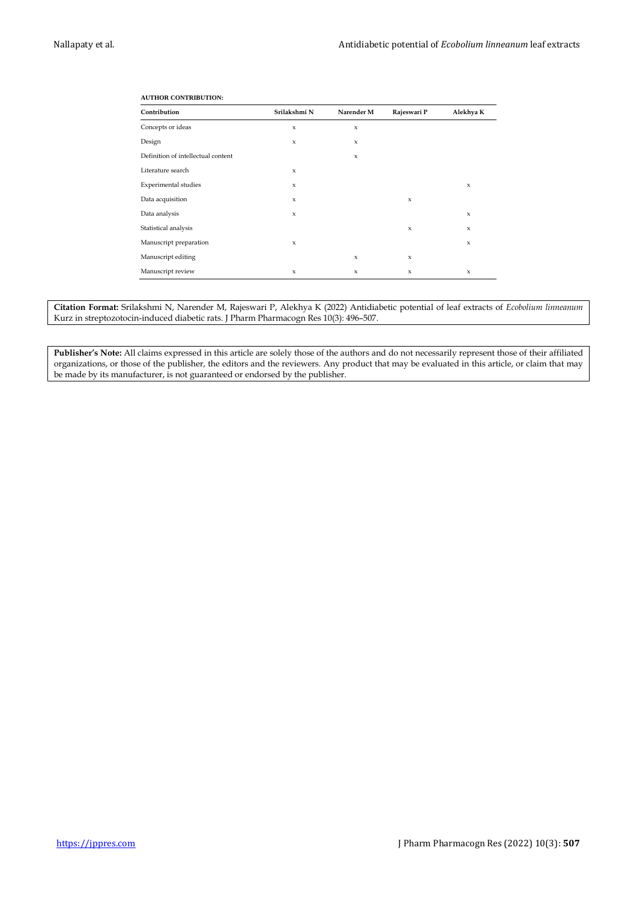**AUTHOR CONTRIBUTION:**

| Contribution | Srilakshmi N | Narender M | Rajeswari P | Alekhya K |
|---|---|---|---|---|
| Concepts or ideas | x | x | | |
| Design | x | x | | |
| Definition of intellectual content | | x | | |
| Literature search | x | | | |
| Experimental studies | x | | | x |
| Data acquisition | x | | x | |
| Data analysis | x | | | x |
| Statistical analysis | | | x | x |
| Manuscript preparation | x | | | x |
| Manuscript editing | | x | x | |
| Manuscript review | x | x | x | x |

**Citation Format:** Srilakshmi N, Narender M, Rajeswari P, Alekhya K (2022) Antidiabetic potential of leaf extracts of *Ecobolium linneanum* Kurz in streptozotocin-induced diabetic rats. J Pharm Pharmacogn Res 10(3): 496–507.

**Publisher's Note:** All claims expressed in this article are solely those of the authors and do not necessarily represent those of their affiliated organizations, or those of the publisher, the editors and the reviewers. Any product that may be evaluated in this article, or claim that may be made by its manufacturer, is not guaranteed or endorsed by the publisher.